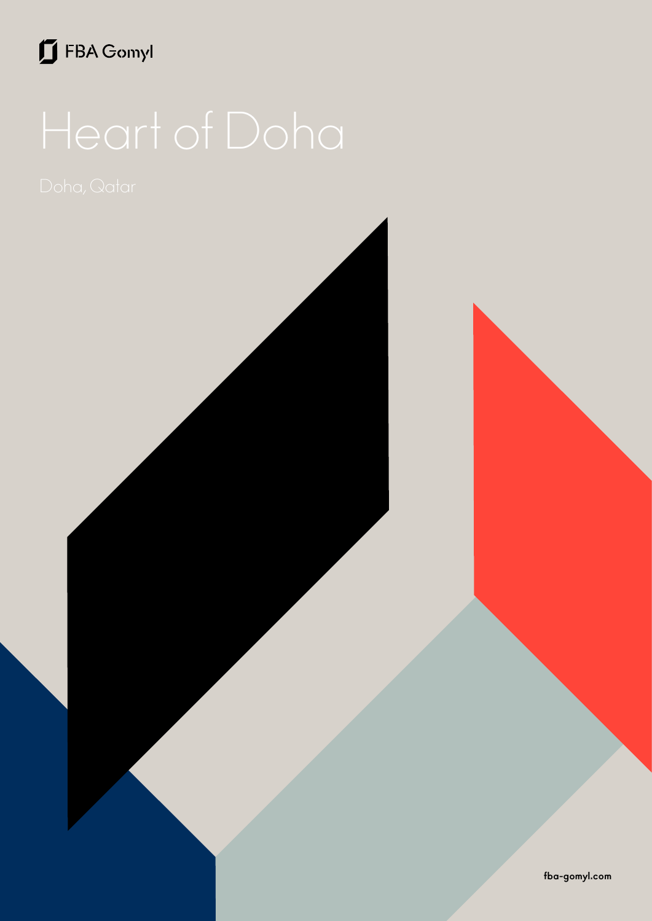FBA Gomyl

# Heart of Doha

Doha, Qatar

fba-gomyl.com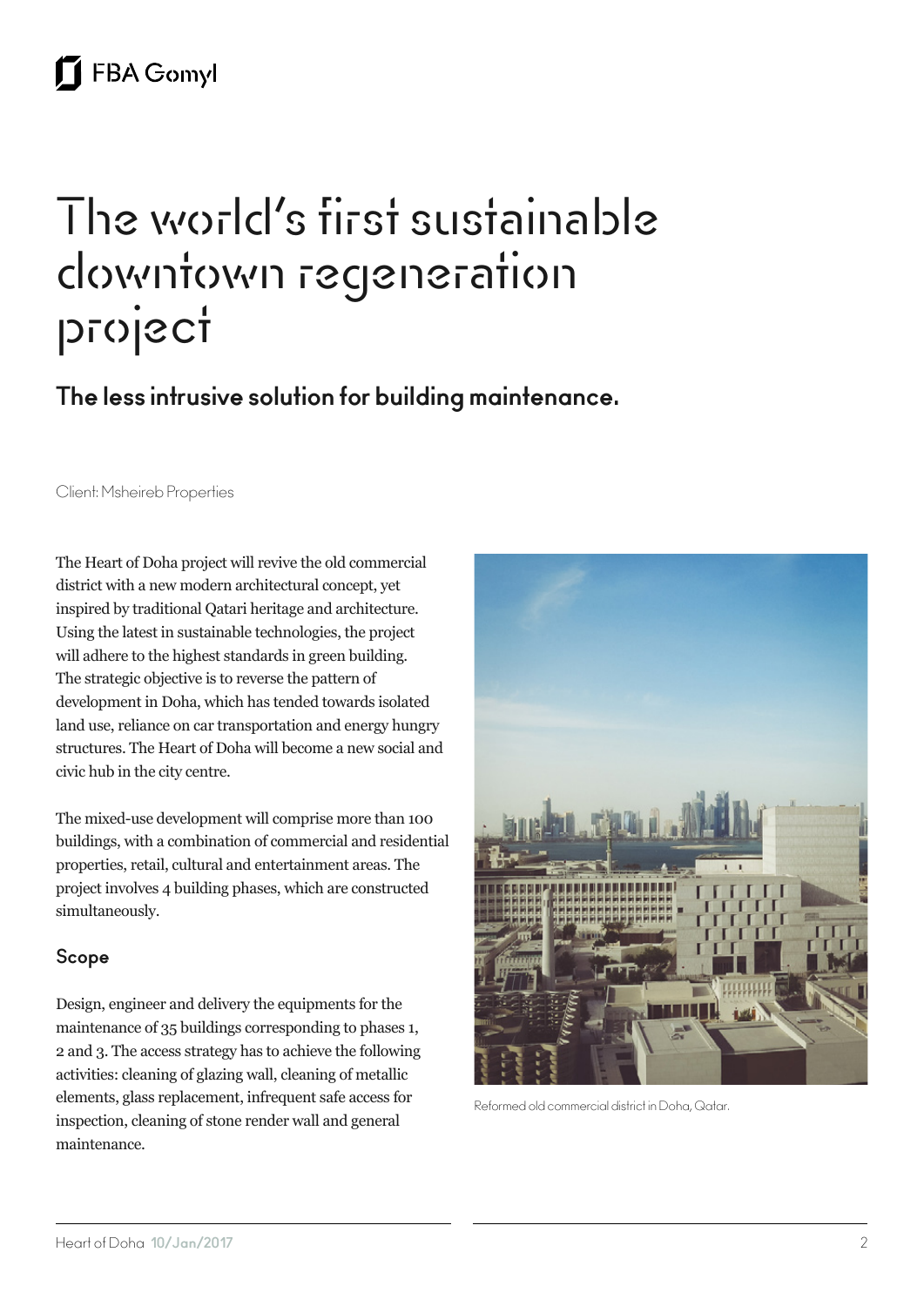# The world's first sustainable downtown regeneration project

## The less intrusive solution for building maintenance.

Client: Msheireb Properties

The Heart of Doha project will revive the old commercial district with a new modern architectural concept, yet inspired by traditional Qatari heritage and architecture. Using the latest in sustainable technologies, the project will adhere to the highest standards in green building. The strategic objective is to reverse the pattern of development in Doha, which has tended towards isolated land use, reliance on car transportation and energy hungry structures. The Heart of Doha will become a new social and civic hub in the city centre.

The mixed-use development will comprise more than 100 buildings, with a combination of commercial and residential properties, retail, cultural and entertainment areas. The project involves 4 building phases, which are constructed simultaneously.

### Scope

Design, engineer and delivery the equipments for the maintenance of 35 buildings corresponding to phases 1, 2 and 3. The access strategy has to achieve the following activities: cleaning of glazing wall, cleaning of metallic elements, glass replacement, infrequent safe access for inspection, cleaning of stone render wall and general maintenance.

Reformed old commercial district in Doha, Qatar.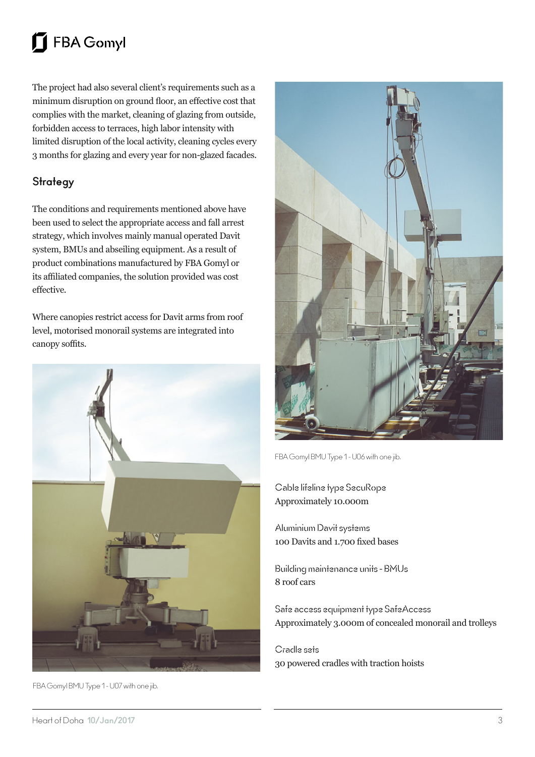The project had also several client's requirements such as a minimum disruption on ground floor, an effective cost that complies with the market, cleaning of glazing from outside, forbidden access to terraces, high labor intensity with limited disruption of the local activity, cleaning cycles every 3 months for glazing and every year for non-glazed facades.

## Strategy

The conditions and requirements mentioned above have been used to select the appropriate access and fall arrest strategy, which involves mainly manual operated Davit system, BMUs and abseiling equipment. As a result of product combinations manufactured by FBA Gomyl or its affiliated companies, the solution provided was cost effective.

Where canopies restrict access for Davit arms from roof level, motorised monorail systems are integrated into canopy soffits.

FBA Gomyl BMU Type 1 - U07 with one jib.

FBA Gomyl BMU Type 1 - U06 with one jib.

Cable lifeline type SecuRope
Approximately 10.000m

Aluminium Davit systems
100 Davits and 1.700 fixed bases

Building maintenance units - BMUs
8 roof cars

Safe access equipment type SafeAccess
Approximately 3.000m of concealed monorail and trolleys

Cradle sets
30 powered cradles with traction hoists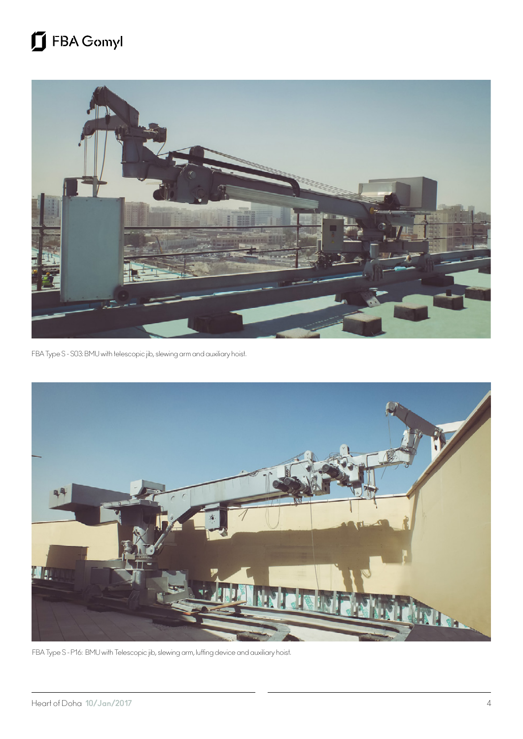FBA Type S - S03: BMU with telescopic jib, slewing arm and auxiliary hoist.

FBA Type S - P16: BMU with Telescopic jib, slewing arm, luffing device and auxiliary hoist.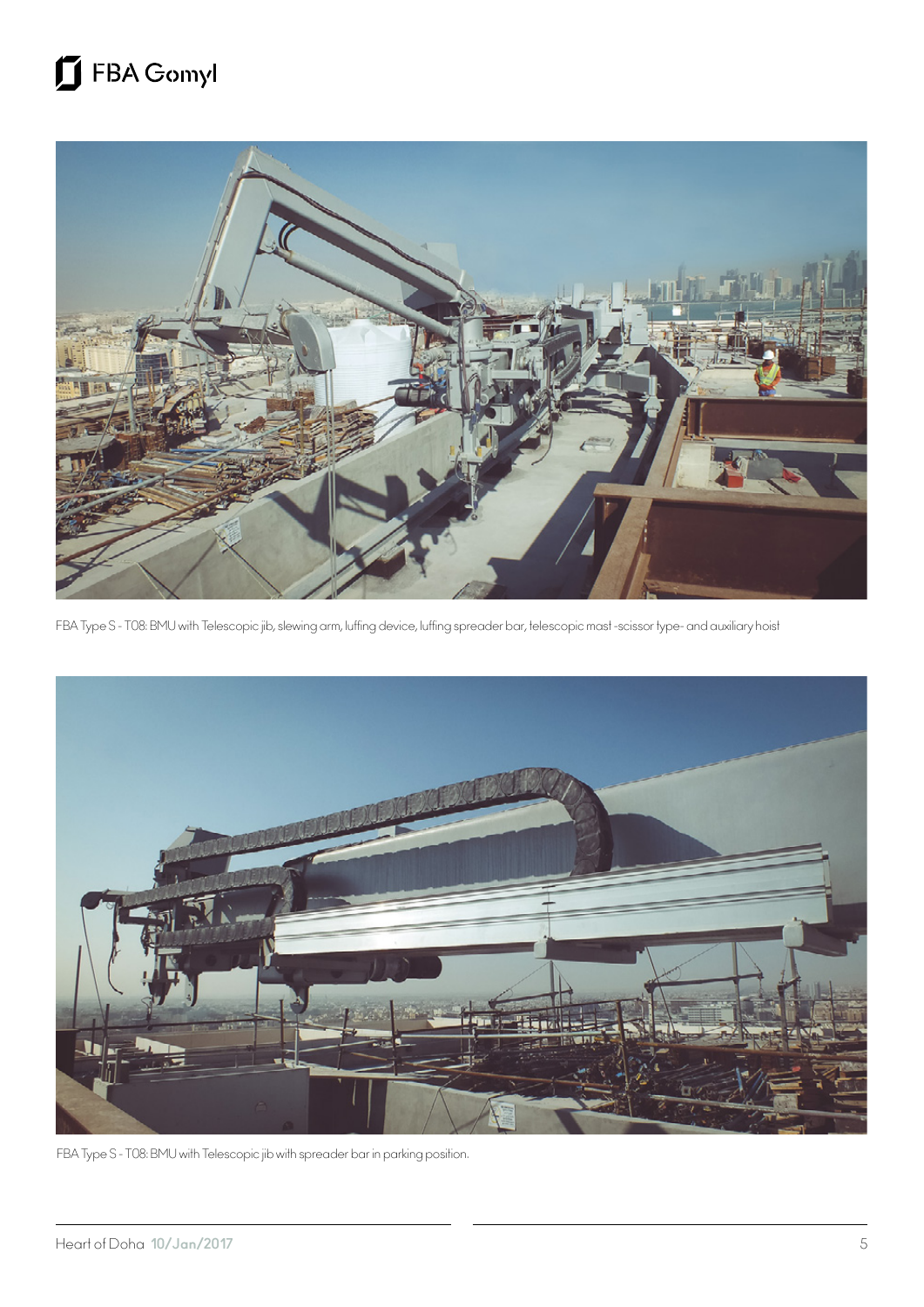FBA Type S - T08: BMU with Telescopic jib, slewing arm, luffing device, luffing spreader bar, telescopic mast -scissor type- and auxiliary hoist

FBA Type S - T08: BMU with Telescopic jib with spreader bar in parking position.